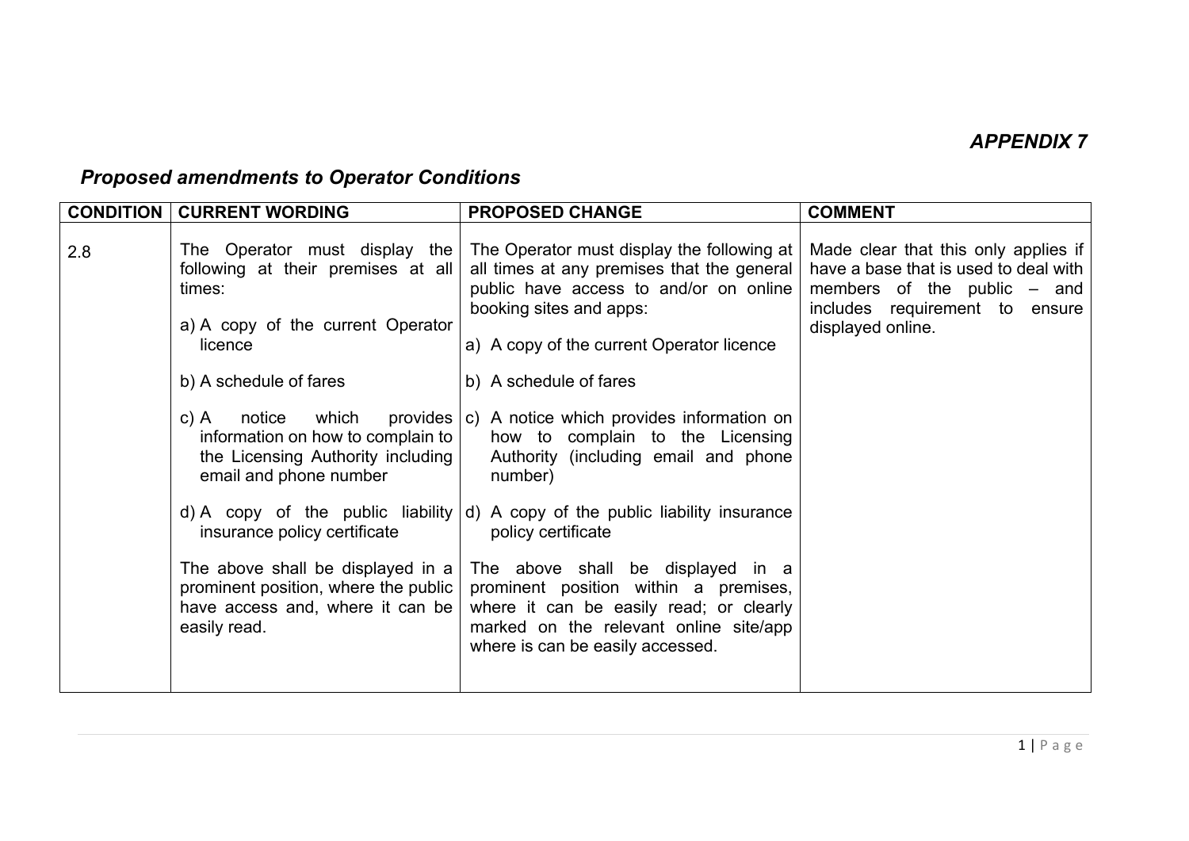*APPENDIX 7*

## *Proposed amendments to Operator Conditions*

| CONDITION | CURRENT WORDING | PROPOSED CHANGE | COMMENT |
|---|---|---|---|
| 2.8 | The Operator must display the following at their premises at all times:<br><br>a) A copy of the current Operator licence<br><br>b) A schedule of fares<br><br>c) A notice which provides information on how to complain to the Licensing Authority including email and phone number<br><br>d) A copy of the public liability insurance policy certificate<br><br>The above shall be displayed in a prominent position, where the public have access and, where it can be easily read. | The Operator must display the following at all times at any premises that the general public have access to and/or on online booking sites and apps:<br><br>a) A copy of the current Operator licence<br><br>b) A schedule of fares<br><br>c) A notice which provides information on how to complain to the Licensing Authority (including email and phone number)<br><br>d) A copy of the public liability insurance policy certificate<br><br>The above shall be displayed in a prominent position within a premises, where it can be easily read; or clearly marked on the relevant online site/app where is can be easily accessed. | Made clear that this only applies if have a base that is used to deal with members of the public – and includes requirement to ensure displayed online. |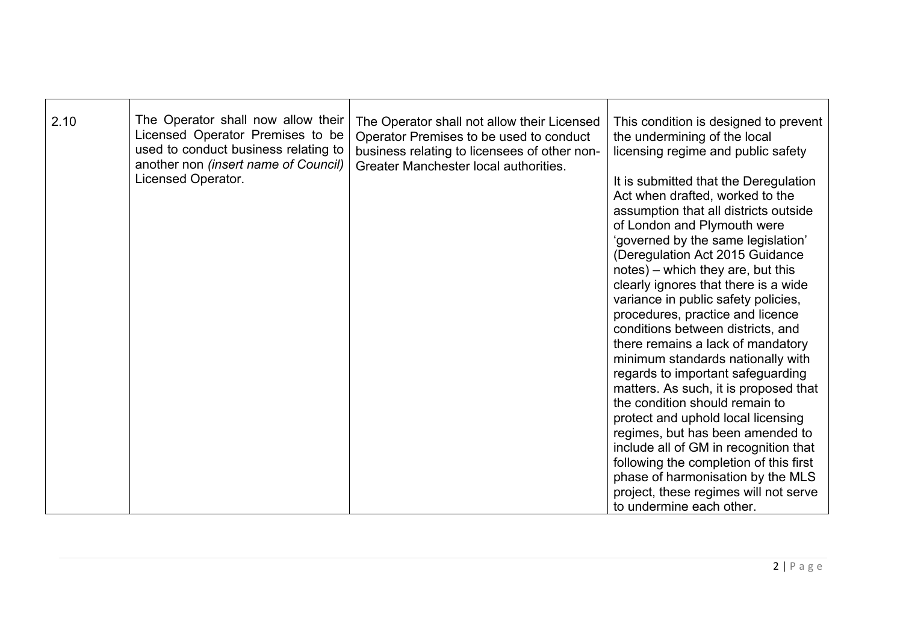| | | | |
|---|---|---|---|
| 2.10 | The Operator shall now allow their Licensed Operator Premises to be used to conduct business relating to another non *(insert name of Council)* Licensed Operator. | The Operator shall not allow their Licensed Operator Premises to be used to conduct business relating to licensees of other non-Greater Manchester local authorities. | This condition is designed to prevent the undermining of the local licensing regime and public safety<br><br>It is submitted that the Deregulation Act when drafted, worked to the assumption that all districts outside of London and Plymouth were 'governed by the same legislation' (Deregulation Act 2015 Guidance notes) – which they are, but this clearly ignores that there is a wide variance in public safety policies, procedures, practice and licence conditions between districts, and there remains a lack of mandatory minimum standards nationally with regards to important safeguarding matters. As such, it is proposed that the condition should remain to protect and uphold local licensing regimes, but has been amended to include all of GM in recognition that following the completion of this first phase of harmonisation by the MLS project, these regimes will not serve to undermine each other. |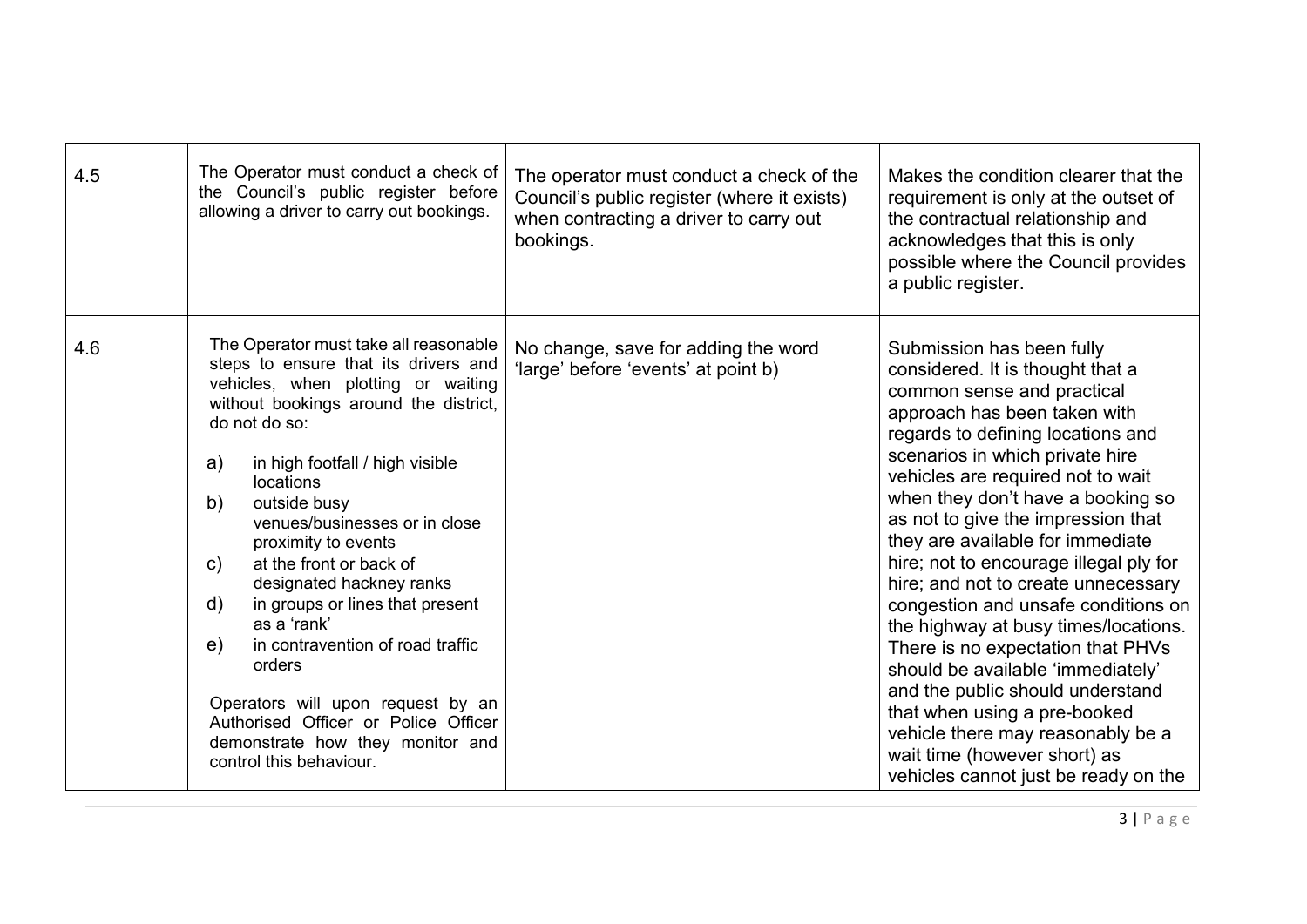| | | | |
|---|---|---|---|
| 4.5 | The Operator must conduct a check of the Council's public register before allowing a driver to carry out bookings. | The operator must conduct a check of the Council's public register (where it exists) when contracting a driver to carry out bookings. | Makes the condition clearer that the requirement is only at the outset of the contractual relationship and acknowledges that this is only possible where the Council provides a public register. |
| 4.6 | The Operator must take all reasonable steps to ensure that its drivers and vehicles, when plotting or waiting without bookings around the district, do not do so:<br><br>a) in high footfall / high visible locations<br>b) outside busy venues/businesses or in close proximity to events<br>c) at the front or back of designated hackney ranks<br>d) in groups or lines that present as a 'rank'<br>e) in contravention of road traffic orders<br><br>Operators will upon request by an Authorised Officer or Police Officer demonstrate how they monitor and control this behaviour. | No change, save for adding the word 'large' before 'events' at point b) | Submission has been fully considered. It is thought that a common sense and practical approach has been taken with regards to defining locations and scenarios in which private hire vehicles are required not to wait when they don't have a booking so as not to give the impression that they are available for immediate hire; not to encourage illegal ply for hire; and not to create unnecessary congestion and unsafe conditions on the highway at busy times/locations. There is no expectation that PHVs should be available 'immediately' and the public should understand that when using a pre-booked vehicle there may reasonably be a wait time (however short) as vehicles cannot just be ready on the |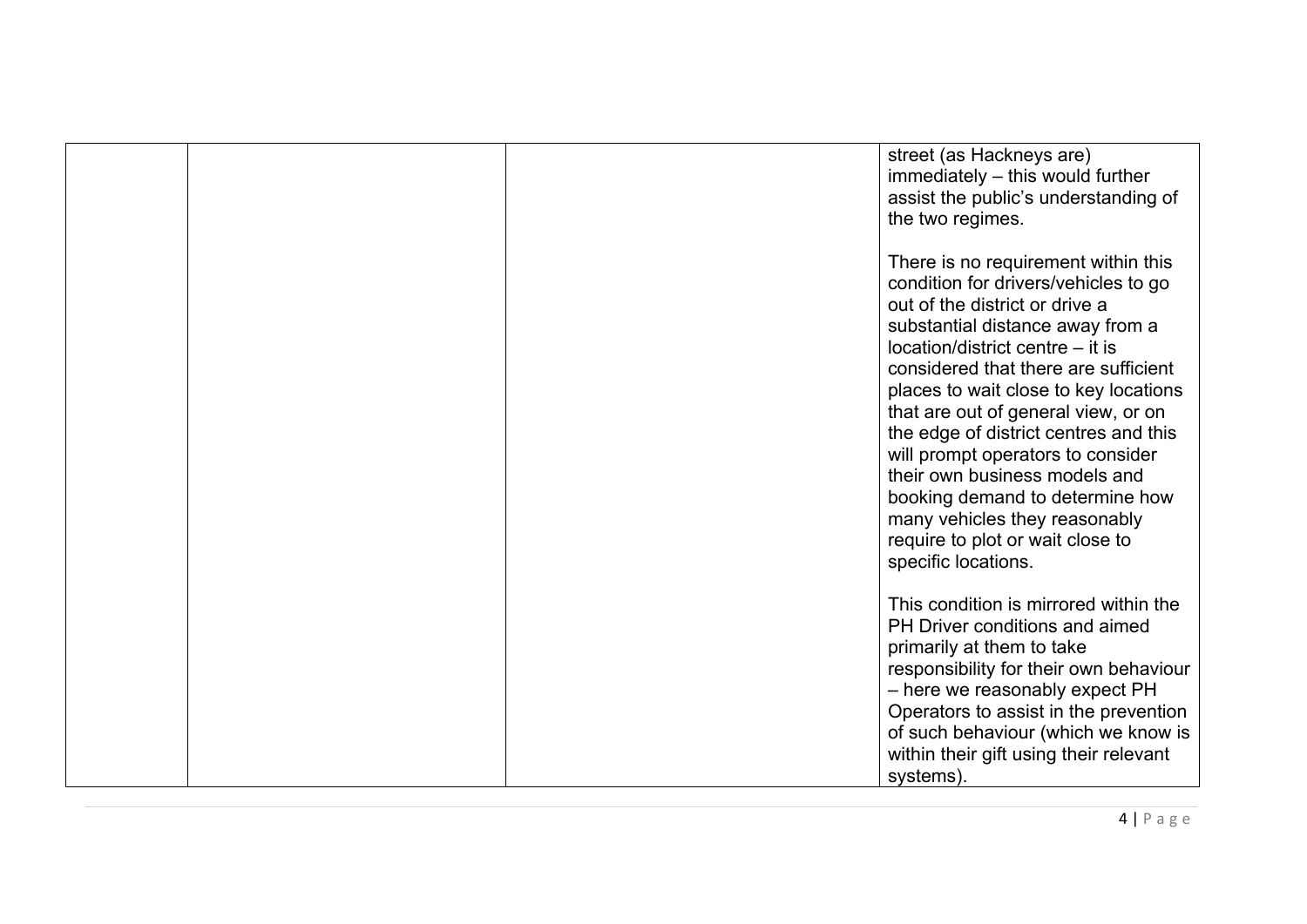| | | | |
|---|---|---|---|
| | | | street (as Hackneys are) immediately – this would further assist the public's understanding of the two regimes.<br><br>There is no requirement within this condition for drivers/vehicles to go out of the district or drive a substantial distance away from a location/district centre – it is considered that there are sufficient places to wait close to key locations that are out of general view, or on the edge of district centres and this will prompt operators to consider their own business models and booking demand to determine how many vehicles they reasonably require to plot or wait close to specific locations.<br><br>This condition is mirrored within the PH Driver conditions and aimed primarily at them to take responsibility for their own behaviour – here we reasonably expect PH Operators to assist in the prevention of such behaviour (which we know is within their gift using their relevant systems). |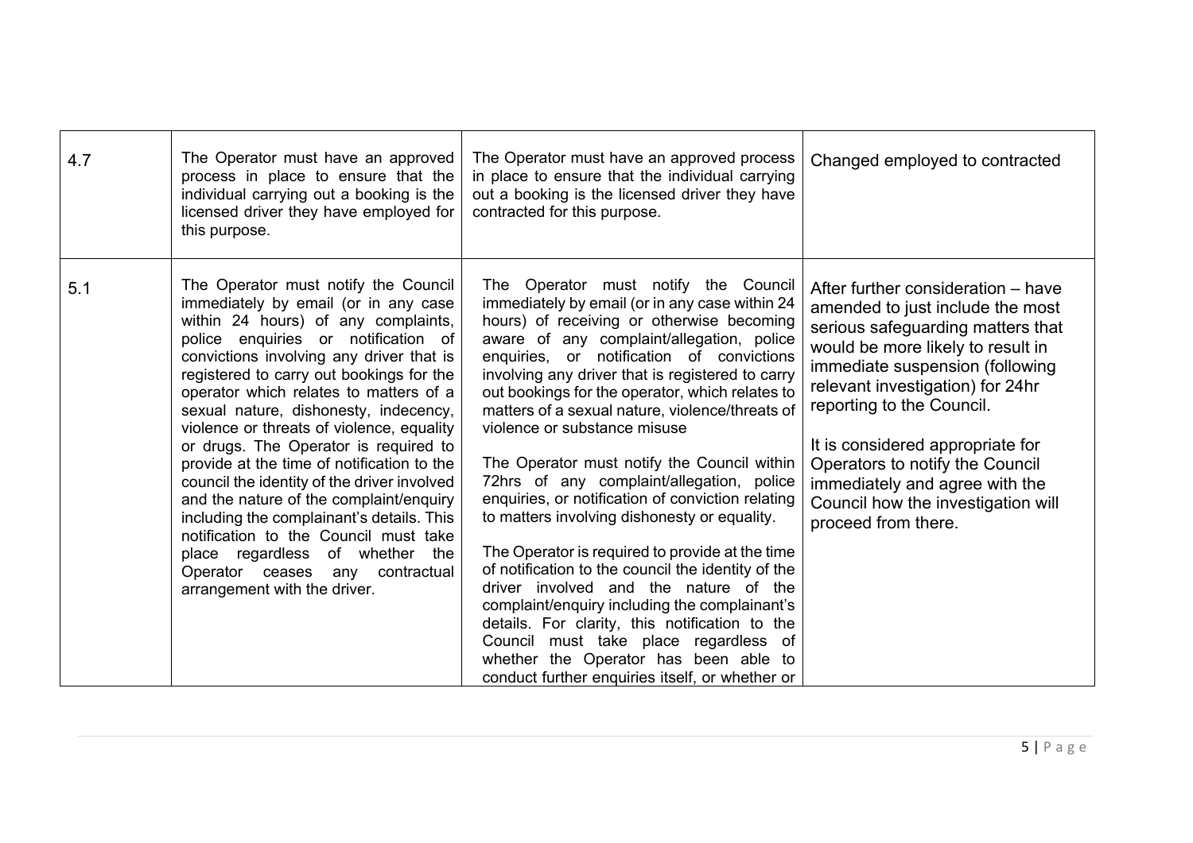| | | | |
|---|---|---|---|
| 4.7 | The Operator must have an approved process in place to ensure that the individual carrying out a booking is the licensed driver they have employed for this purpose. | The Operator must have an approved process in place to ensure that the individual carrying out a booking is the licensed driver they have contracted for this purpose. | Changed employed to contracted |
| 5.1 | The Operator must notify the Council immediately by email (or in any case within 24 hours) of any complaints, police enquiries or notification of convictions involving any driver that is registered to carry out bookings for the operator which relates to matters of a sexual nature, dishonesty, indecency, violence or threats of violence, equality or drugs. The Operator is required to provide at the time of notification to the council the identity of the driver involved and the nature of the complaint/enquiry including the complainant's details. This notification to the Council must take place regardless of whether the Operator ceases any contractual arrangement with the driver. | The Operator must notify the Council immediately by email (or in any case within 24 hours) of receiving or otherwise becoming aware of any complaint/allegation, police enquiries, or notification of convictions involving any driver that is registered to carry out bookings for the operator, which relates to matters of a sexual nature, violence/threats of violence or substance misuse<br><br>The Operator must notify the Council within 72hrs of any complaint/allegation, police enquiries, or notification of conviction relating to matters involving dishonesty or equality.<br><br>The Operator is required to provide at the time of notification to the council the identity of the driver involved and the nature of the complaint/enquiry including the complainant's details. For clarity, this notification to the Council must take place regardless of whether the Operator has been able to conduct further enquiries itself, or whether or | After further consideration – have amended to just include the most serious safeguarding matters that would be more likely to result in immediate suspension (following relevant investigation) for 24hr reporting to the Council.<br><br>It is considered appropriate for Operators to notify the Council immediately and agree with the Council how the investigation will proceed from there. |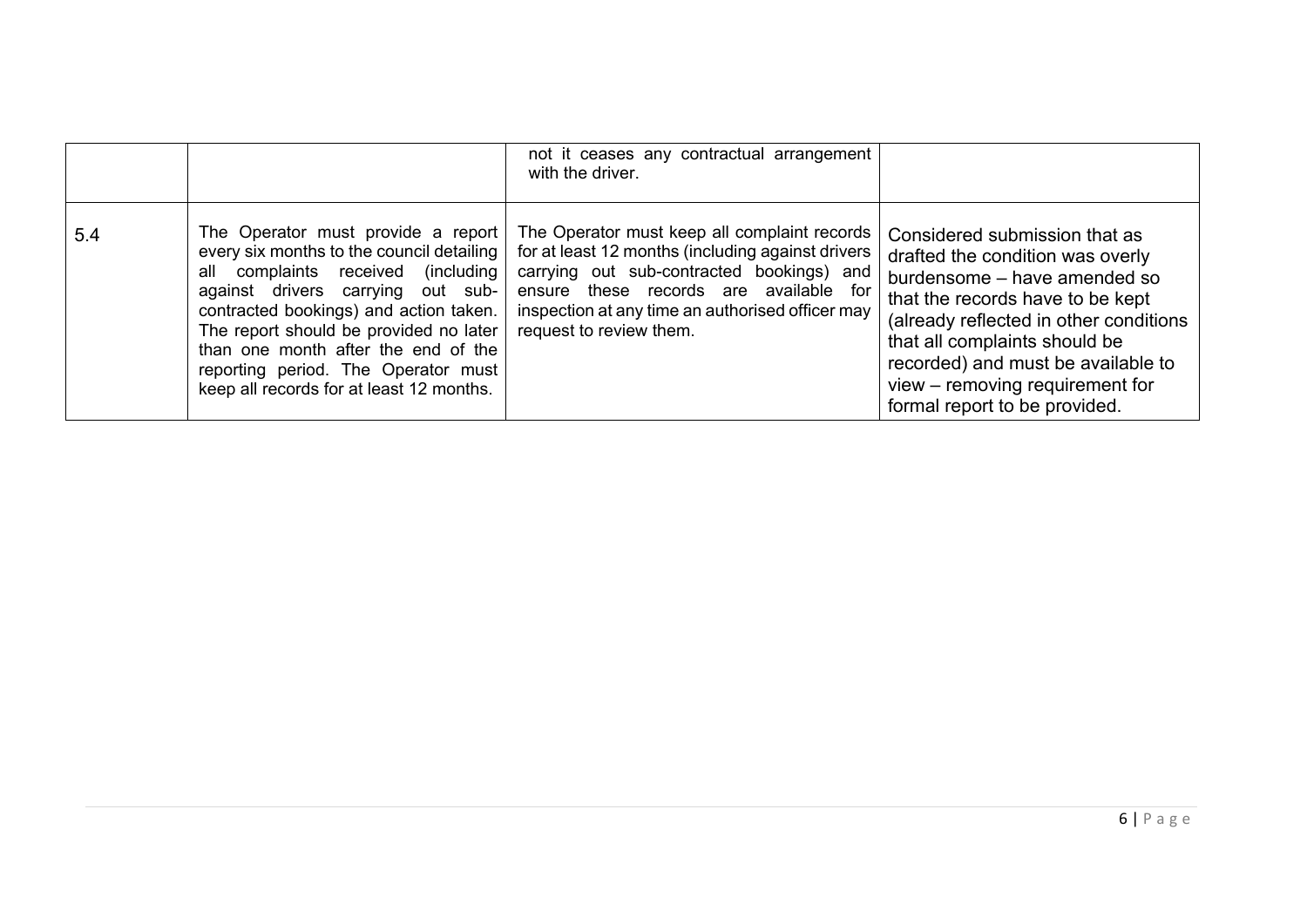| | | | |
|---|---|---|---|
| | | not it ceases any contractual arrangement with the driver. | |
| 5.4 | The Operator must provide a report every six months to the council detailing all complaints received (including against drivers carrying out sub-contracted bookings) and action taken. The report should be provided no later than one month after the end of the reporting period. The Operator must keep all records for at least 12 months. | The Operator must keep all complaint records for at least 12 months (including against drivers carrying out sub-contracted bookings) and ensure these records are available for inspection at any time an authorised officer may request to review them. | Considered submission that as drafted the condition was overly burdensome – have amended so that the records have to be kept (already reflected in other conditions that all complaints should be recorded) and must be available to view – removing requirement for formal report to be provided. |